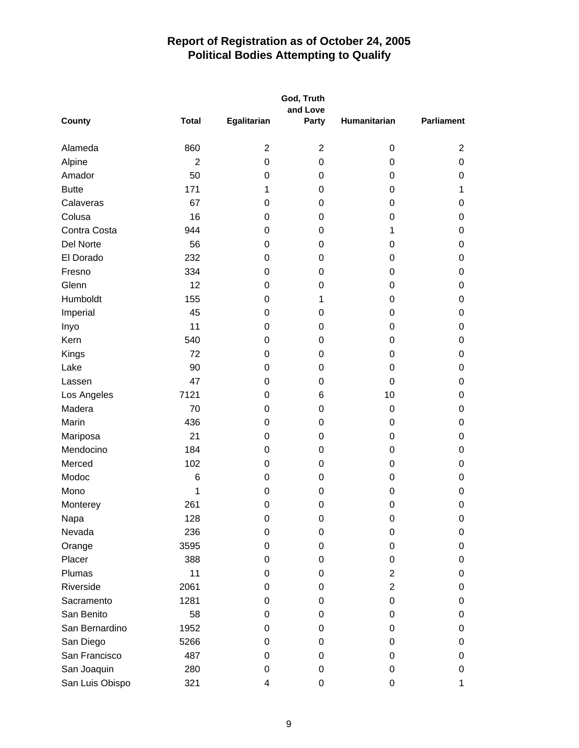# Report of Registration as of October 24, 2005
## Political Bodies Attempting to Qualify

| County | Total | Egalitarian | God, Truth and Love Party | Humanitarian | Parliament |
|---|---|---|---|---|---|
| Alameda | 860 | 2 | 2 | 0 | 2 |
| Alpine | 2 | 0 | 0 | 0 | 0 |
| Amador | 50 | 0 | 0 | 0 | 0 |
| Butte | 171 | 1 | 0 | 0 | 1 |
| Calaveras | 67 | 0 | 0 | 0 | 0 |
| Colusa | 16 | 0 | 0 | 0 | 0 |
| Contra Costa | 944 | 0 | 0 | 1 | 0 |
| Del Norte | 56 | 0 | 0 | 0 | 0 |
| El Dorado | 232 | 0 | 0 | 0 | 0 |
| Fresno | 334 | 0 | 0 | 0 | 0 |
| Glenn | 12 | 0 | 0 | 0 | 0 |
| Humboldt | 155 | 0 | 1 | 0 | 0 |
| Imperial | 45 | 0 | 0 | 0 | 0 |
| Inyo | 11 | 0 | 0 | 0 | 0 |
| Kern | 540 | 0 | 0 | 0 | 0 |
| Kings | 72 | 0 | 0 | 0 | 0 |
| Lake | 90 | 0 | 0 | 0 | 0 |
| Lassen | 47 | 0 | 0 | 0 | 0 |
| Los Angeles | 7121 | 0 | 6 | 10 | 0 |
| Madera | 70 | 0 | 0 | 0 | 0 |
| Marin | 436 | 0 | 0 | 0 | 0 |
| Mariposa | 21 | 0 | 0 | 0 | 0 |
| Mendocino | 184 | 0 | 0 | 0 | 0 |
| Merced | 102 | 0 | 0 | 0 | 0 |
| Modoc | 6 | 0 | 0 | 0 | 0 |
| Mono | 1 | 0 | 0 | 0 | 0 |
| Monterey | 261 | 0 | 0 | 0 | 0 |
| Napa | 128 | 0 | 0 | 0 | 0 |
| Nevada | 236 | 0 | 0 | 0 | 0 |
| Orange | 3595 | 0 | 0 | 0 | 0 |
| Placer | 388 | 0 | 0 | 0 | 0 |
| Plumas | 11 | 0 | 0 | 2 | 0 |
| Riverside | 2061 | 0 | 0 | 2 | 0 |
| Sacramento | 1281 | 0 | 0 | 0 | 0 |
| San Benito | 58 | 0 | 0 | 0 | 0 |
| San Bernardino | 1952 | 0 | 0 | 0 | 0 |
| San Diego | 5266 | 0 | 0 | 0 | 0 |
| San Francisco | 487 | 0 | 0 | 0 | 0 |
| San Joaquin | 280 | 0 | 0 | 0 | 0 |
| San Luis Obispo | 321 | 4 | 0 | 0 | 1 |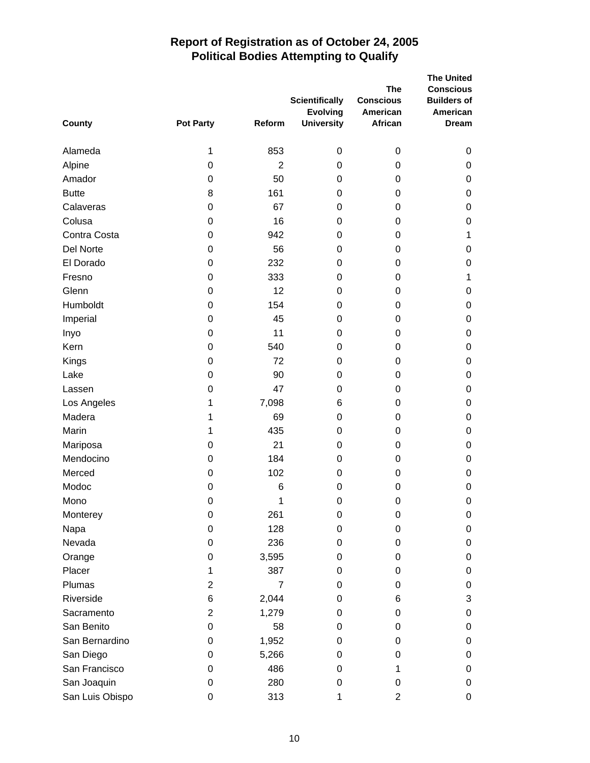# Report of Registration as of October 24, 2005
## Political Bodies Attempting to Qualify

| County | Pot Party | Reform | Scientifically Evolving University | The Conscious American African | The United Conscious Builders of American Dream |
|---|---|---|---|---|---|
| Alameda | 1 | 853 | 0 | 0 | 0 |
| Alpine | 0 | 2 | 0 | 0 | 0 |
| Amador | 0 | 50 | 0 | 0 | 0 |
| Butte | 8 | 161 | 0 | 0 | 0 |
| Calaveras | 0 | 67 | 0 | 0 | 0 |
| Colusa | 0 | 16 | 0 | 0 | 0 |
| Contra Costa | 0 | 942 | 0 | 0 | 1 |
| Del Norte | 0 | 56 | 0 | 0 | 0 |
| El Dorado | 0 | 232 | 0 | 0 | 0 |
| Fresno | 0 | 333 | 0 | 0 | 1 |
| Glenn | 0 | 12 | 0 | 0 | 0 |
| Humboldt | 0 | 154 | 0 | 0 | 0 |
| Imperial | 0 | 45 | 0 | 0 | 0 |
| Inyo | 0 | 11 | 0 | 0 | 0 |
| Kern | 0 | 540 | 0 | 0 | 0 |
| Kings | 0 | 72 | 0 | 0 | 0 |
| Lake | 0 | 90 | 0 | 0 | 0 |
| Lassen | 0 | 47 | 0 | 0 | 0 |
| Los Angeles | 1 | 7,098 | 6 | 0 | 0 |
| Madera | 1 | 69 | 0 | 0 | 0 |
| Marin | 1 | 435 | 0 | 0 | 0 |
| Mariposa | 0 | 21 | 0 | 0 | 0 |
| Mendocino | 0 | 184 | 0 | 0 | 0 |
| Merced | 0 | 102 | 0 | 0 | 0 |
| Modoc | 0 | 6 | 0 | 0 | 0 |
| Mono | 0 | 1 | 0 | 0 | 0 |
| Monterey | 0 | 261 | 0 | 0 | 0 |
| Napa | 0 | 128 | 0 | 0 | 0 |
| Nevada | 0 | 236 | 0 | 0 | 0 |
| Orange | 0 | 3,595 | 0 | 0 | 0 |
| Placer | 1 | 387 | 0 | 0 | 0 |
| Plumas | 2 | 7 | 0 | 0 | 0 |
| Riverside | 6 | 2,044 | 0 | 6 | 3 |
| Sacramento | 2 | 1,279 | 0 | 0 | 0 |
| San Benito | 0 | 58 | 0 | 0 | 0 |
| San Bernardino | 0 | 1,952 | 0 | 0 | 0 |
| San Diego | 0 | 5,266 | 0 | 0 | 0 |
| San Francisco | 0 | 486 | 0 | 1 | 0 |
| San Joaquin | 0 | 280 | 0 | 0 | 0 |
| San Luis Obispo | 0 | 313 | 1 | 2 | 0 |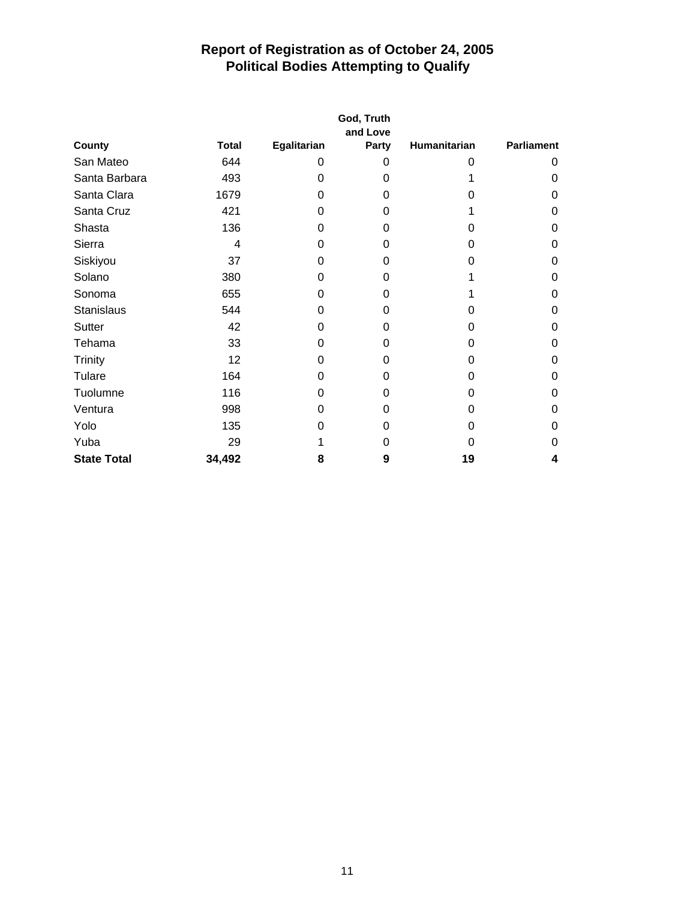# Report of Registration as of October 24, 2005
## Political Bodies Attempting to Qualify

| County | Total | Egalitarian | God, Truth and Love Party | Humanitarian | Parliament |
|---|---|---|---|---|---|
| San Mateo | 644 | 0 | 0 | 0 | 0 |
| Santa Barbara | 493 | 0 | 0 | 1 | 0 |
| Santa Clara | 1679 | 0 | 0 | 0 | 0 |
| Santa Cruz | 421 | 0 | 0 | 1 | 0 |
| Shasta | 136 | 0 | 0 | 0 | 0 |
| Sierra | 4 | 0 | 0 | 0 | 0 |
| Siskiyou | 37 | 0 | 0 | 0 | 0 |
| Solano | 380 | 0 | 0 | 1 | 0 |
| Sonoma | 655 | 0 | 0 | 1 | 0 |
| Stanislaus | 544 | 0 | 0 | 0 | 0 |
| Sutter | 42 | 0 | 0 | 0 | 0 |
| Tehama | 33 | 0 | 0 | 0 | 0 |
| Trinity | 12 | 0 | 0 | 0 | 0 |
| Tulare | 164 | 0 | 0 | 0 | 0 |
| Tuolumne | 116 | 0 | 0 | 0 | 0 |
| Ventura | 998 | 0 | 0 | 0 | 0 |
| Yolo | 135 | 0 | 0 | 0 | 0 |
| Yuba | 29 | 1 | 0 | 0 | 0 |
| **State Total** | **34,492** | **8** | **9** | **19** | **4** |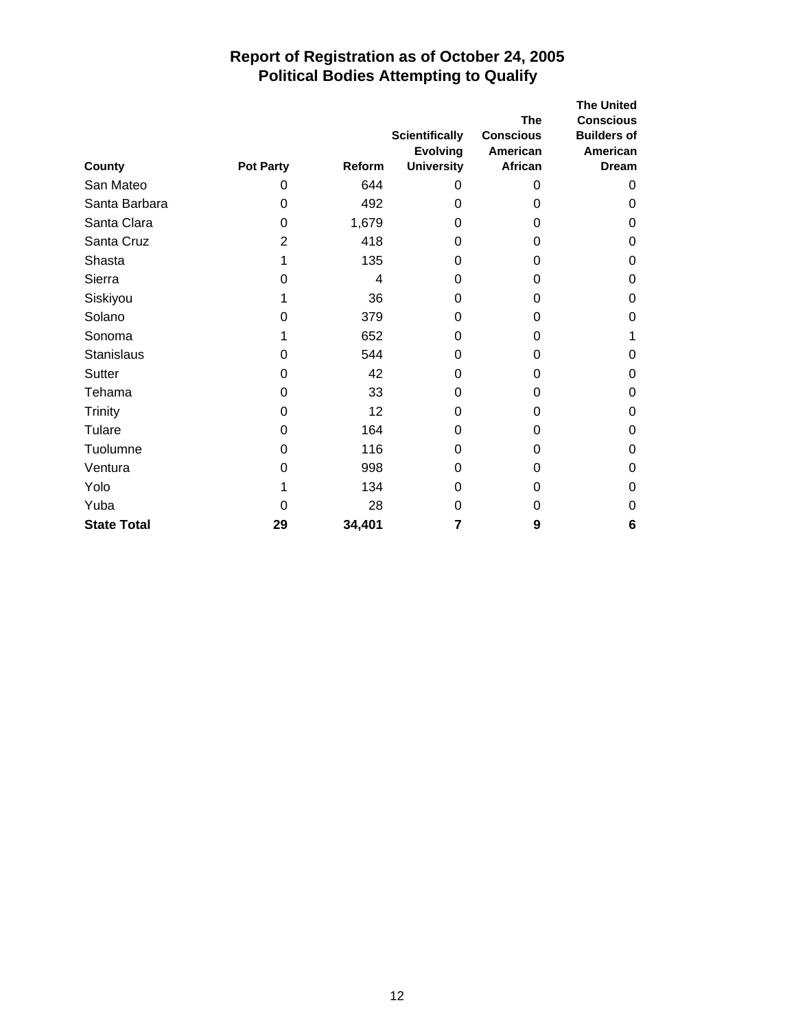# Report of Registration as of October 24, 2005
## Political Bodies Attempting to Qualify

| County | Pot Party | Reform | Scientifically Evolving University | The Conscious American African | The United Conscious Builders of American Dream |
|---|---|---|---|---|---|
| San Mateo | 0 | 644 | 0 | 0 | 0 |
| Santa Barbara | 0 | 492 | 0 | 0 | 0 |
| Santa Clara | 0 | 1,679 | 0 | 0 | 0 |
| Santa Cruz | 2 | 418 | 0 | 0 | 0 |
| Shasta | 1 | 135 | 0 | 0 | 0 |
| Sierra | 0 | 4 | 0 | 0 | 0 |
| Siskiyou | 1 | 36 | 0 | 0 | 0 |
| Solano | 0 | 379 | 0 | 0 | 0 |
| Sonoma | 1 | 652 | 0 | 0 | 1 |
| Stanislaus | 0 | 544 | 0 | 0 | 0 |
| Sutter | 0 | 42 | 0 | 0 | 0 |
| Tehama | 0 | 33 | 0 | 0 | 0 |
| Trinity | 0 | 12 | 0 | 0 | 0 |
| Tulare | 0 | 164 | 0 | 0 | 0 |
| Tuolumne | 0 | 116 | 0 | 0 | 0 |
| Ventura | 0 | 998 | 0 | 0 | 0 |
| Yolo | 1 | 134 | 0 | 0 | 0 |
| Yuba | 0 | 28 | 0 | 0 | 0 |
| **State Total** | **29** | **34,401** | **7** | **9** | **6** |